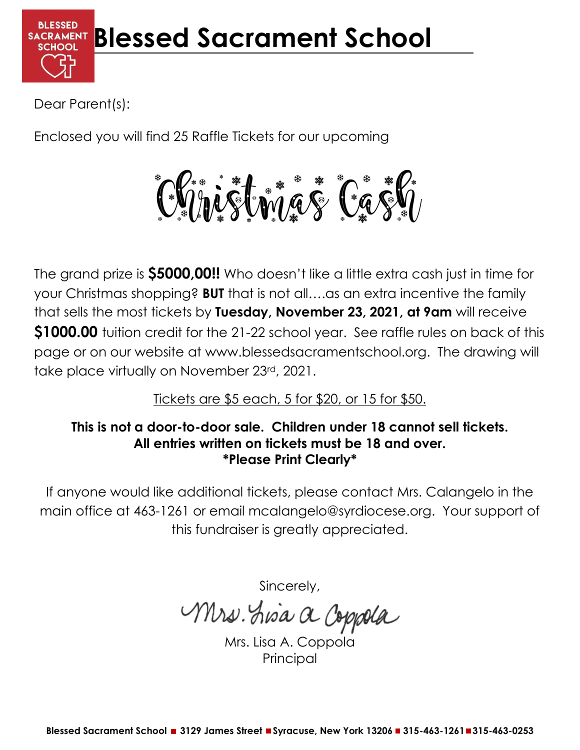# Blessed Sacrament School

Dear Parent(s):

Enclosed you will find 25 Raffle Tickets for our upcoming

## Christmas Cash

The grand prize is **$5000,00!!** Who doesn't like a little extra cash just in time for your Christmas shopping? **BUT** that is not all….as an extra incentive the family that sells the most tickets by **Tuesday, November 23, 2021, at 9am** will receive **$1000.00** tuition credit for the 21-22 school year. See raffle rules on back of this page or on our website at www.blessedsacramentschool.org. The drawing will take place virtually on November 23rd, 2021.

Tickets are $5 each, 5 for $20, or 15 for $50.

**This is not a door-to-door sale. Children under 18 cannot sell tickets.**
**All entries written on tickets must be 18 and over.**
**\*Please Print Clearly\***

If anyone would like additional tickets, please contact Mrs. Calangelo in the main office at 463-1261 or email mcalangelo@syrdiocese.org. Your support of this fundraiser is greatly appreciated.

Sincerely,

Mrs. Lisa A. Coppola

Mrs. Lisa A. Coppola
Principal

**Blessed Sacrament School ■ 3129 James Street ■ Syracuse, New York 13206 ■ 315-463-1261 ■ 315-463-0253**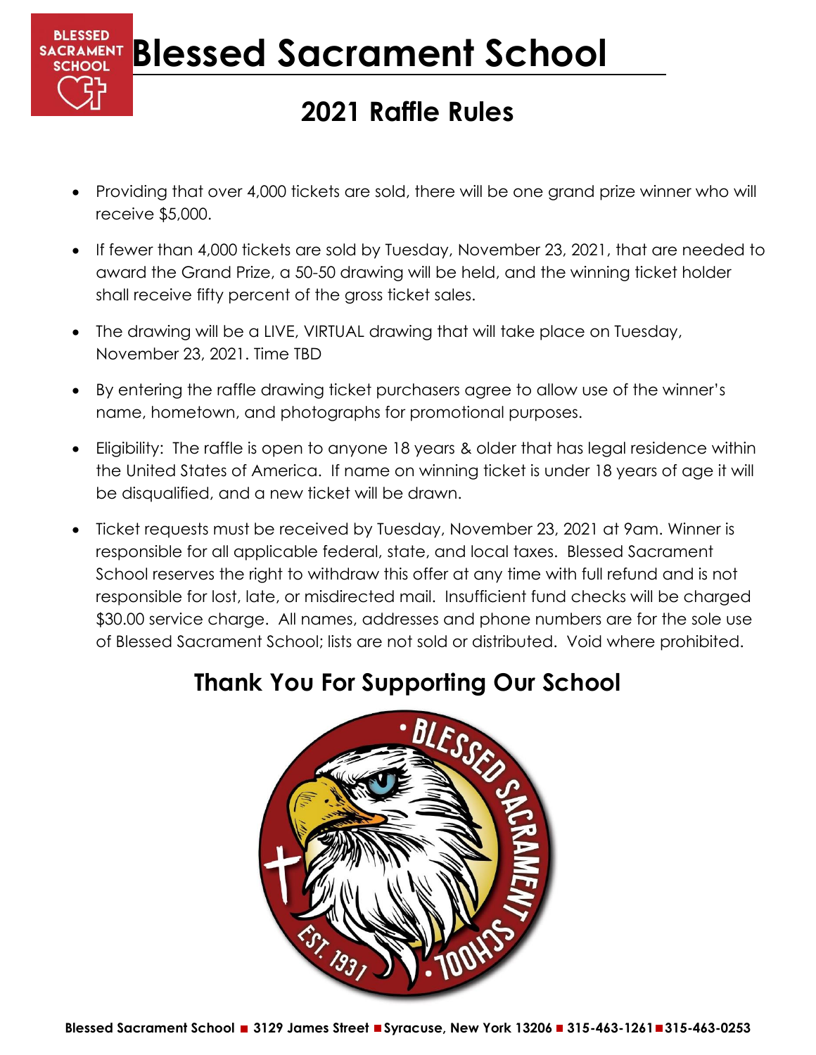# Blessed Sacrament School

## 2021 Raffle Rules

- Providing that over 4,000 tickets are sold, there will be one grand prize winner who will receive $5,000.
- If fewer than 4,000 tickets are sold by Tuesday, November 23, 2021, that are needed to award the Grand Prize, a 50-50 drawing will be held, and the winning ticket holder shall receive fifty percent of the gross ticket sales.
- The drawing will be a LIVE, VIRTUAL drawing that will take place on Tuesday, November 23, 2021. Time TBD
- By entering the raffle drawing ticket purchasers agree to allow use of the winner's name, hometown, and photographs for promotional purposes.
- Eligibility: The raffle is open to anyone 18 years & older that has legal residence within the United States of America. If name on winning ticket is under 18 years of age it will be disqualified, and a new ticket will be drawn.
- Ticket requests must be received by Tuesday, November 23, 2021 at 9am. Winner is responsible for all applicable federal, state, and local taxes. Blessed Sacrament School reserves the right to withdraw this offer at any time with full refund and is not responsible for lost, late, or misdirected mail. Insufficient fund checks will be charged $30.00 service charge. All names, addresses and phone numbers are for the sole use of Blessed Sacrament School; lists are not sold or distributed. Void where prohibited.

## Thank You For Supporting Our School

**Blessed Sacrament School ■ 3129 James Street ■ Syracuse, New York 13206 ■ 315-463-1261 ■ 315-463-0253**